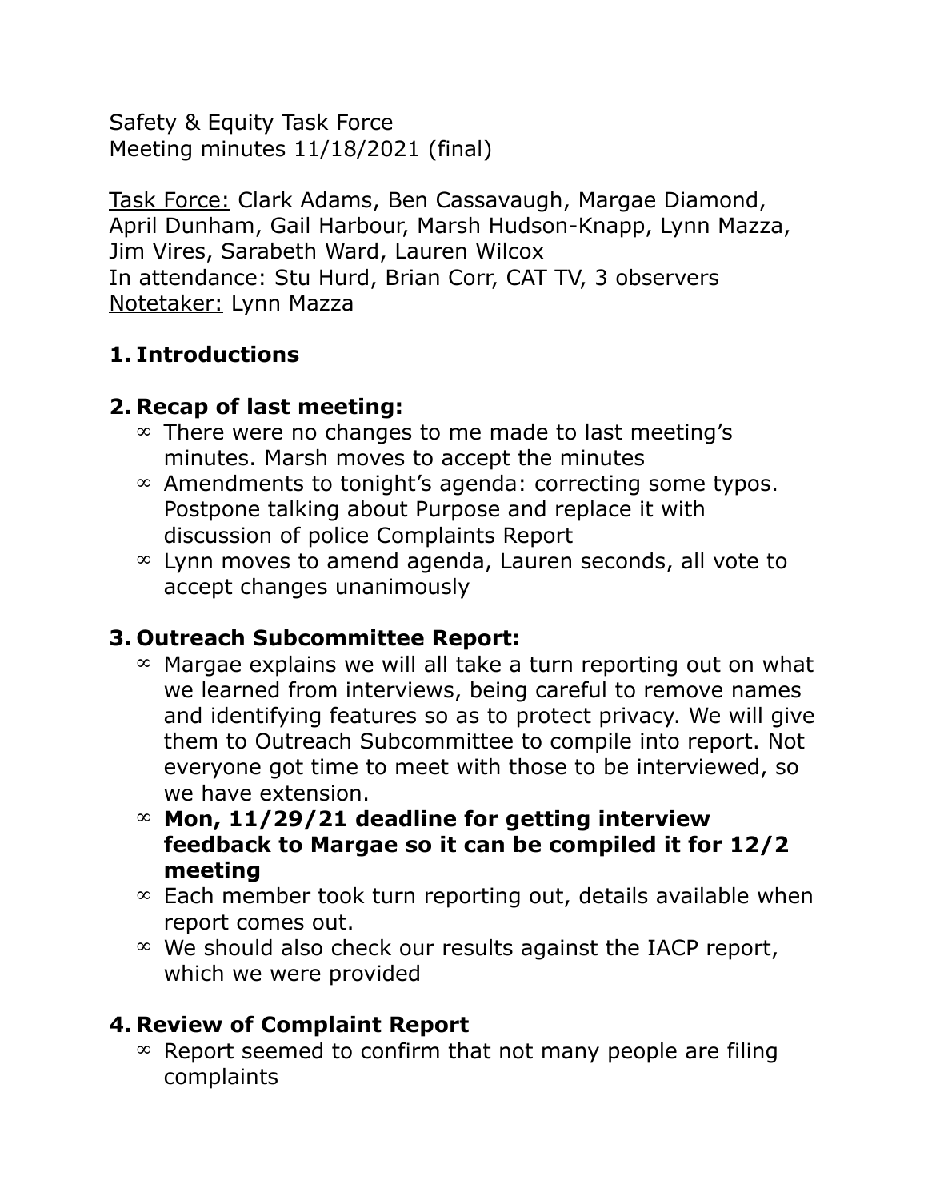Safety & Equity Task Force
Meeting minutes 11/18/2021 (final)

<u>Task Force:</u> Clark Adams, Ben Cassavaugh, Margae Diamond, April Dunham, Gail Harbour, Marsh Hudson-Knapp, Lynn Mazza, Jim Vires, Sarabeth Ward, Lauren Wilcox
<u>In attendance:</u> Stu Hurd, Brian Corr, CAT TV, 3 observers
<u>Notetaker:</u> Lynn Mazza

## 1. Introductions

## 2. Recap of last meeting:

- There were no changes to me made to last meeting's minutes. Marsh moves to accept the minutes
- Amendments to tonight's agenda: correcting some typos. Postpone talking about Purpose and replace it with discussion of police Complaints Report
- Lynn moves to amend agenda, Lauren seconds, all vote to accept changes unanimously

## 3. Outreach Subcommittee Report:

- Margae explains we will all take a turn reporting out on what we learned from interviews, being careful to remove names and identifying features so as to protect privacy. We will give them to Outreach Subcommittee to compile into report. Not everyone got time to meet with those to be interviewed, so we have extension.
- **Mon, 11/29/21 deadline for getting interview feedback to Margae so it can be compiled it for 12/2 meeting**
- Each member took turn reporting out, details available when report comes out.
- We should also check our results against the IACP report, which we were provided

## 4. Review of Complaint Report

- Report seemed to confirm that not many people are filing complaints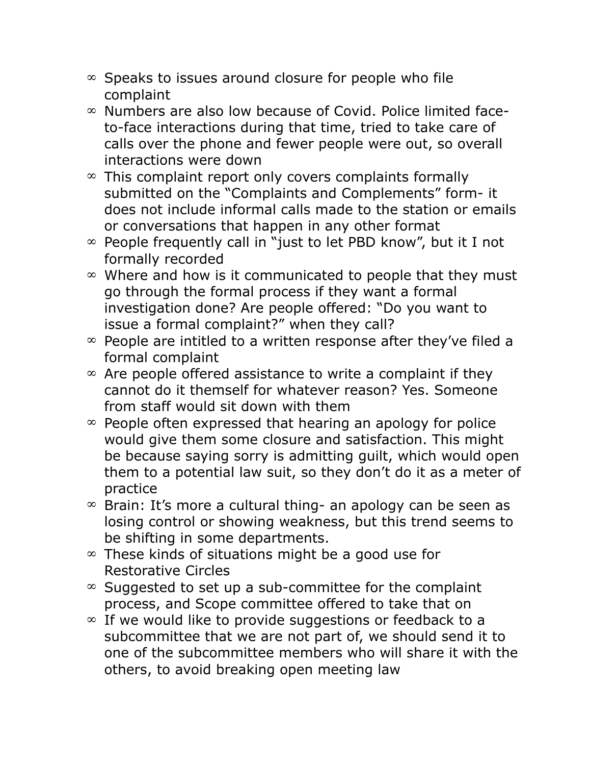- Speaks to issues around closure for people who file complaint
- Numbers are also low because of Covid. Police limited face-to-face interactions during that time, tried to take care of calls over the phone and fewer people were out, so overall interactions were down
- This complaint report only covers complaints formally submitted on the "Complaints and Complements" form- it does not include informal calls made to the station or emails or conversations that happen in any other format
- People frequently call in "just to let PBD know", but it I not formally recorded
- Where and how is it communicated to people that they must go through the formal process if they want a formal investigation done? Are people offered: "Do you want to issue a formal complaint?" when they call?
- People are intitled to a written response after they've filed a formal complaint
- Are people offered assistance to write a complaint if they cannot do it themself for whatever reason? Yes. Someone from staff would sit down with them
- People often expressed that hearing an apology for police would give them some closure and satisfaction. This might be because saying sorry is admitting guilt, which would open them to a potential law suit, so they don't do it as a meter of practice
- Brain: It's more a cultural thing- an apology can be seen as losing control or showing weakness, but this trend seems to be shifting in some departments.
- These kinds of situations might be a good use for Restorative Circles
- Suggested to set up a sub-committee for the complaint process, and Scope committee offered to take that on
- If we would like to provide suggestions or feedback to a subcommittee that we are not part of, we should send it to one of the subcommittee members who will share it with the others, to avoid breaking open meeting law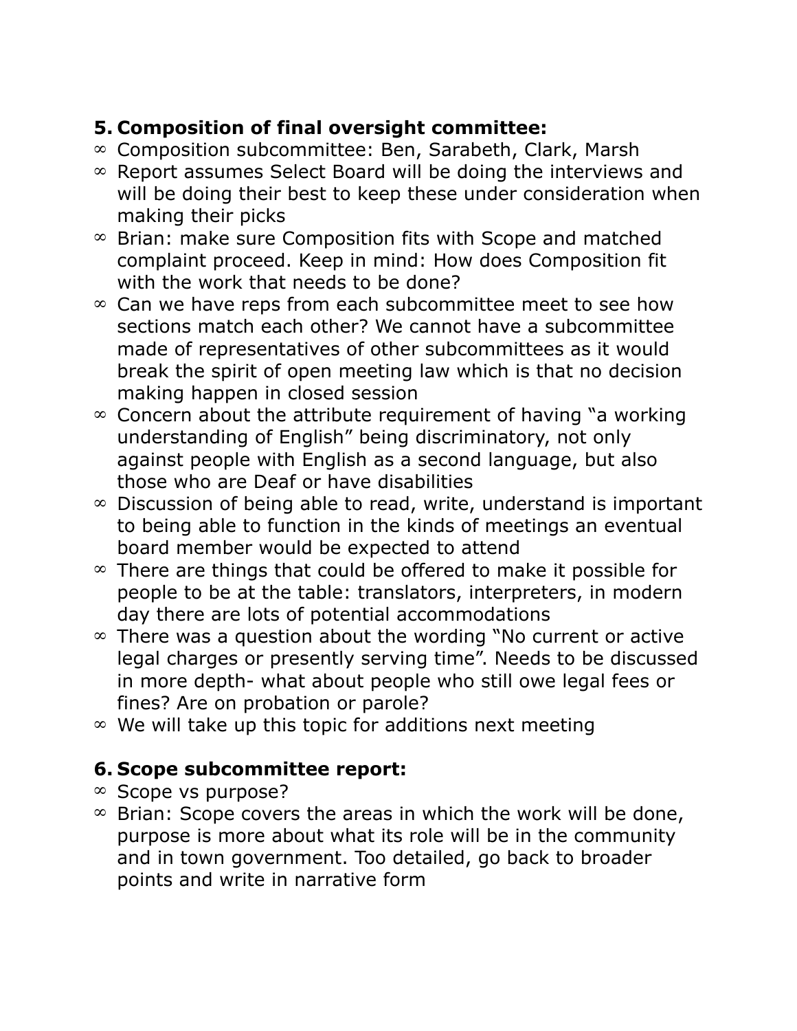5. **Composition of final oversight committee:**

- Composition subcommittee: Ben, Sarabeth, Clark, Marsh
- Report assumes Select Board will be doing the interviews and will be doing their best to keep these under consideration when making their picks
- Brian: make sure Composition fits with Scope and matched complaint proceed. Keep in mind: How does Composition fit with the work that needs to be done?
- Can we have reps from each subcommittee meet to see how sections match each other? We cannot have a subcommittee made of representatives of other subcommittees as it would break the spirit of open meeting law which is that no decision making happen in closed session
- Concern about the attribute requirement of having "a working understanding of English" being discriminatory, not only against people with English as a second language, but also those who are Deaf or have disabilities
- Discussion of being able to read, write, understand is important to being able to function in the kinds of meetings an eventual board member would be expected to attend
- There are things that could be offered to make it possible for people to be at the table: translators, interpreters, in modern day there are lots of potential accommodations
- There was a question about the wording "No current or active legal charges or presently serving time". Needs to be discussed in more depth- what about people who still owe legal fees or fines? Are on probation or parole?
- We will take up this topic for additions next meeting

6. **Scope subcommittee report:**

- Scope vs purpose?
- Brian: Scope covers the areas in which the work will be done, purpose is more about what its role will be in the community and in town government. Too detailed, go back to broader points and write in narrative form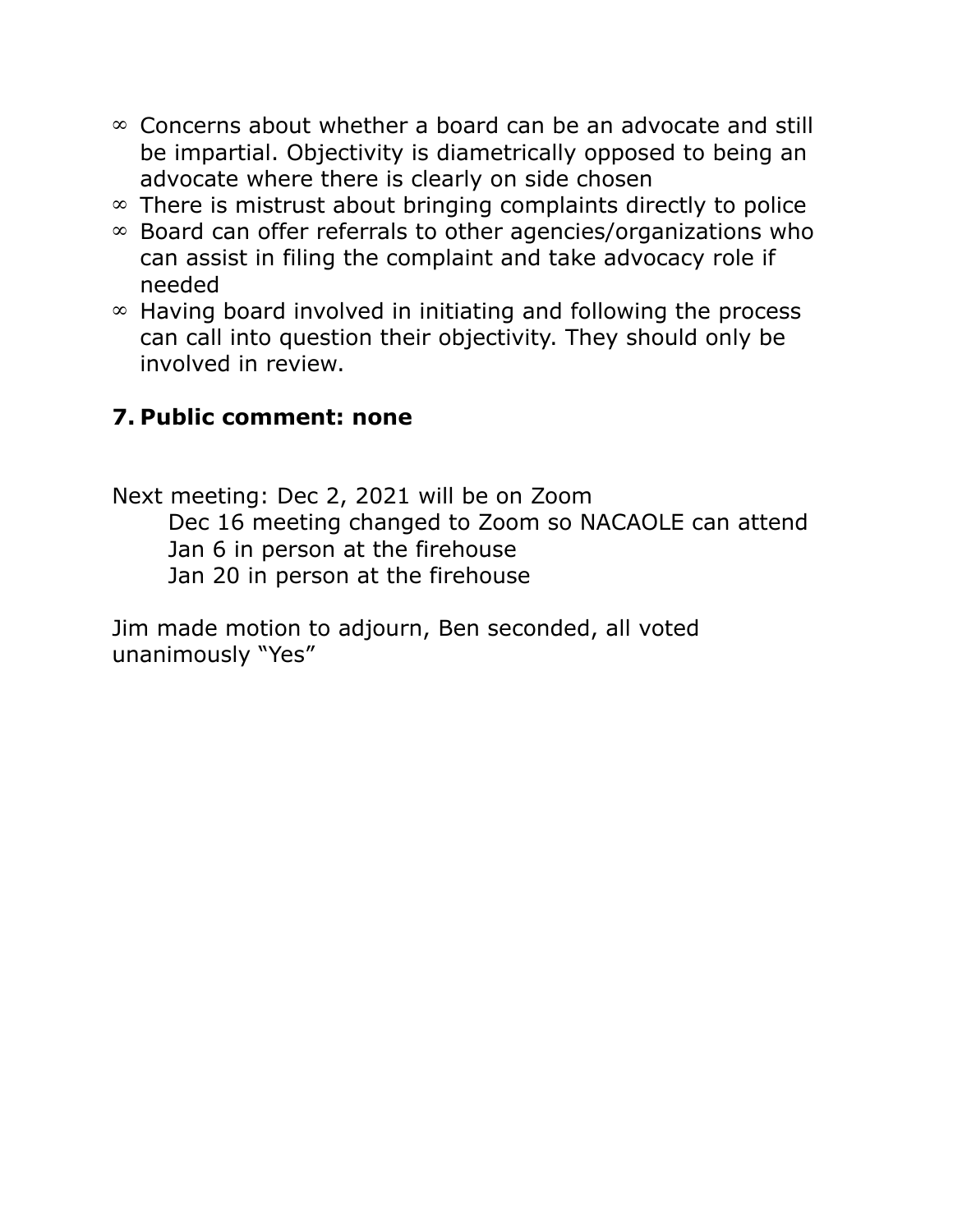- Concerns about whether a board can be an advocate and still be impartial. Objectivity is diametrically opposed to being an advocate where there is clearly on side chosen
- There is mistrust about bringing complaints directly to police
- Board can offer referrals to other agencies/organizations who can assist in filing the complaint and take advocacy role if needed
- Having board involved in initiating and following the process can call into question their objectivity. They should only be involved in review.

**7. Public comment: none**

Next meeting: Dec 2, 2021 will be on Zoom

Dec 16 meeting changed to Zoom so NACAOLE can attend

Jan 6 in person at the firehouse

Jan 20 in person at the firehouse

Jim made motion to adjourn, Ben seconded, all voted unanimously "Yes"